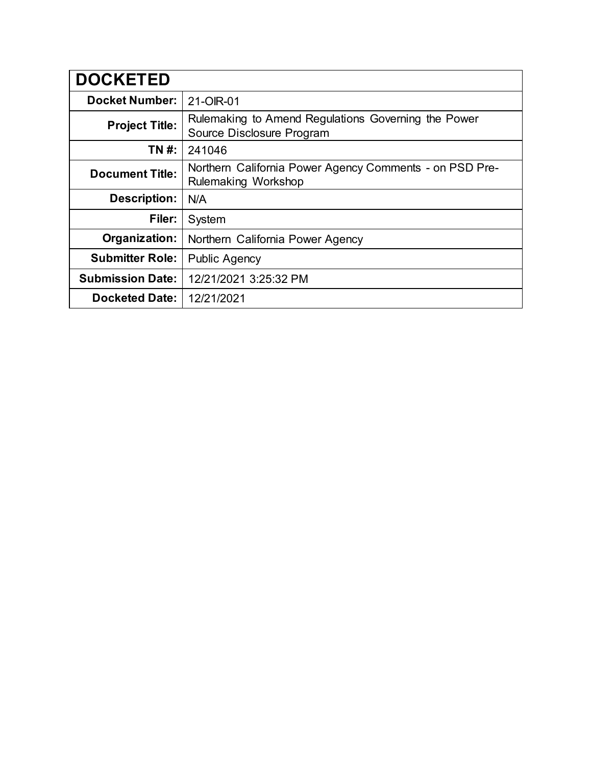| DOCKETED | |
|---|---|
| **Docket Number:** | 21-OIR-01 |
| **Project Title:** | Rulemaking to Amend Regulations Governing the Power Source Disclosure Program |
| **TN #:** | 241046 |
| **Document Title:** | Northern California Power Agency Comments - on PSD Pre-Rulemaking Workshop |
| **Description:** | N/A |
| **Filer:** | System |
| **Organization:** | Northern California Power Agency |
| **Submitter Role:** | Public Agency |
| **Submission Date:** | 12/21/2021 3:25:32 PM |
| **Docketed Date:** | 12/21/2021 |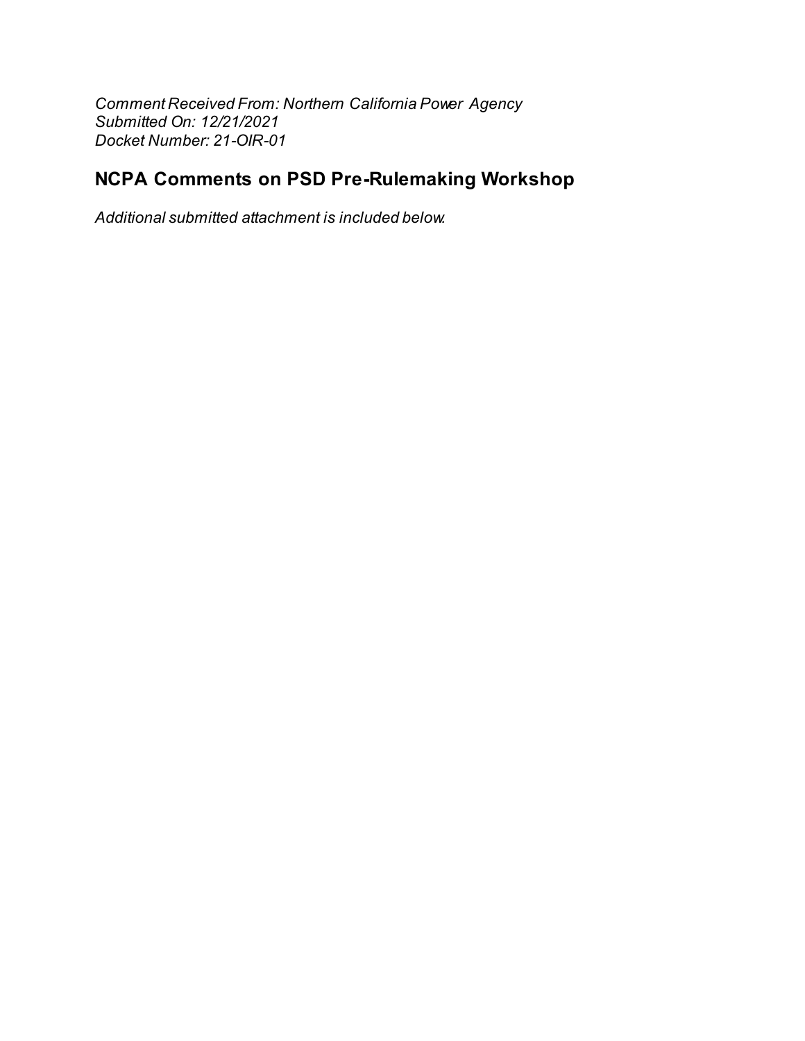*Comment Received From: Northern California Power Agency*
*Submitted On: 12/21/2021*
*Docket Number: 21-OIR-01*

## NCPA Comments on PSD Pre-Rulemaking Workshop

*Additional submitted attachment is included below.*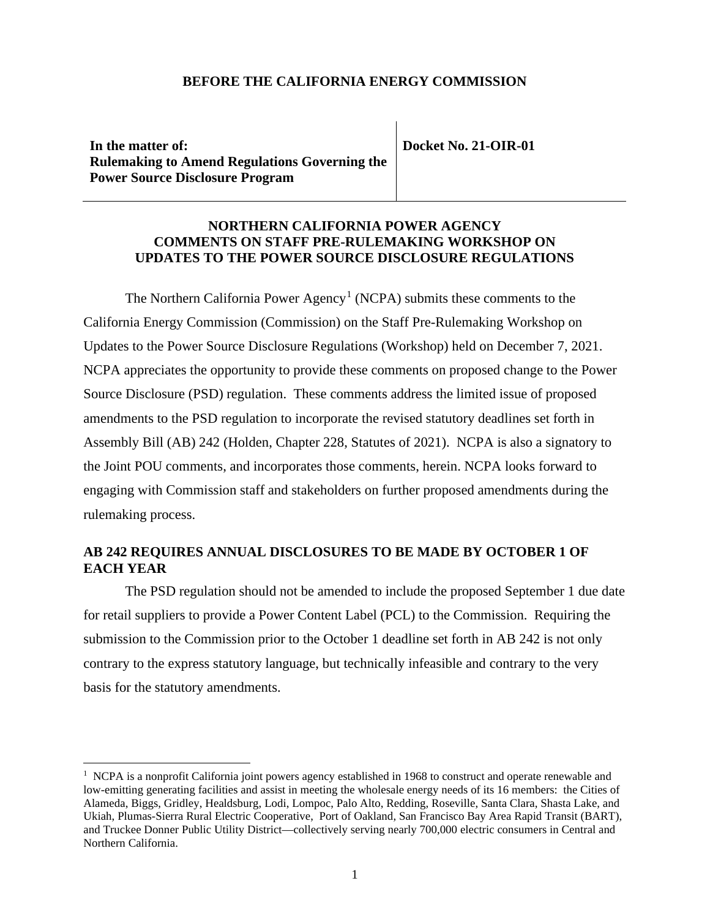**BEFORE THE CALIFORNIA ENERGY COMMISSION**

| | |
|---|---|
| **In the matter of:** **Rulemaking to Amend Regulations Governing the Power Source Disclosure Program** | **Docket No. 21-OIR-01** |

**NORTHERN CALIFORNIA POWER AGENCY COMMENTS ON STAFF PRE-RULEMAKING WORKSHOP ON UPDATES TO THE POWER SOURCE DISCLOSURE REGULATIONS**

The Northern California Power Agency[1] (NCPA) submits these comments to the California Energy Commission (Commission) on the Staff Pre-Rulemaking Workshop on Updates to the Power Source Disclosure Regulations (Workshop) held on December 7, 2021. NCPA appreciates the opportunity to provide these comments on proposed change to the Power Source Disclosure (PSD) regulation. These comments address the limited issue of proposed amendments to the PSD regulation to incorporate the revised statutory deadlines set forth in Assembly Bill (AB) 242 (Holden, Chapter 228, Statutes of 2021). NCPA is also a signatory to the Joint POU comments, and incorporates those comments, herein. NCPA looks forward to engaging with Commission staff and stakeholders on further proposed amendments during the rulemaking process.

## AB 242 REQUIRES ANNUAL DISCLOSURES TO BE MADE BY OCTOBER 1 OF EACH YEAR

The PSD regulation should not be amended to include the proposed September 1 due date for retail suppliers to provide a Power Content Label (PCL) to the Commission. Requiring the submission to the Commission prior to the October 1 deadline set forth in AB 242 is not only contrary to the express statutory language, but technically infeasible and contrary to the very basis for the statutory amendments.

[1] NCPA is a nonprofit California joint powers agency established in 1968 to construct and operate renewable and low-emitting generating facilities and assist in meeting the wholesale energy needs of its 16 members: the Cities of Alameda, Biggs, Gridley, Healdsburg, Lodi, Lompoc, Palo Alto, Redding, Roseville, Santa Clara, Shasta Lake, and Ukiah, Plumas-Sierra Rural Electric Cooperative, Port of Oakland, San Francisco Bay Area Rapid Transit (BART), and Truckee Donner Public Utility District—collectively serving nearly 700,000 electric consumers in Central and Northern California.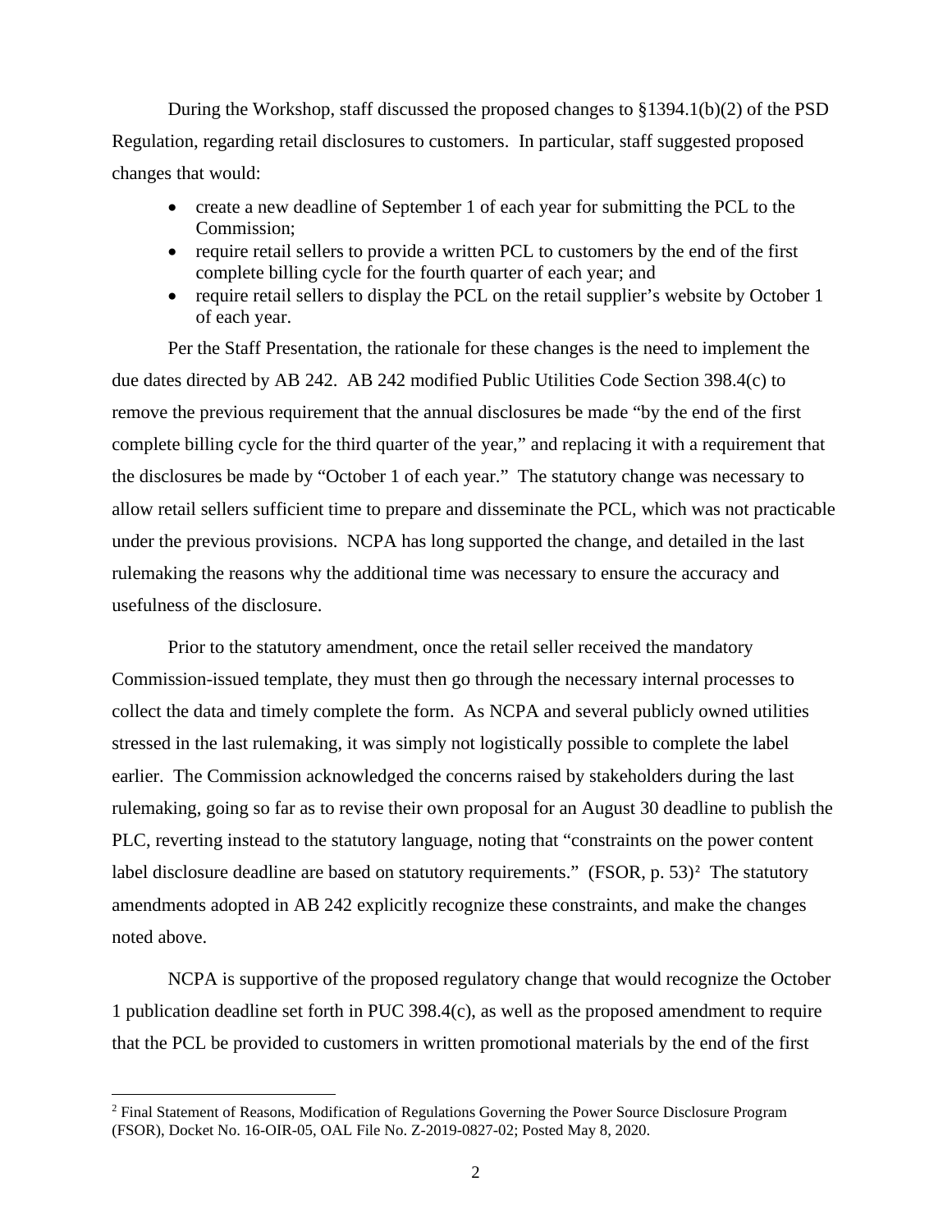During the Workshop, staff discussed the proposed changes to §1394.1(b)(2) of the PSD Regulation, regarding retail disclosures to customers. In particular, staff suggested proposed changes that would:

- create a new deadline of September 1 of each year for submitting the PCL to the Commission;
- require retail sellers to provide a written PCL to customers by the end of the first complete billing cycle for the fourth quarter of each year; and
- require retail sellers to display the PCL on the retail supplier's website by October 1 of each year.

Per the Staff Presentation, the rationale for these changes is the need to implement the due dates directed by AB 242. AB 242 modified Public Utilities Code Section 398.4(c) to remove the previous requirement that the annual disclosures be made "by the end of the first complete billing cycle for the third quarter of the year," and replacing it with a requirement that the disclosures be made by "October 1 of each year." The statutory change was necessary to allow retail sellers sufficient time to prepare and disseminate the PCL, which was not practicable under the previous provisions. NCPA has long supported the change, and detailed in the last rulemaking the reasons why the additional time was necessary to ensure the accuracy and usefulness of the disclosure.

Prior to the statutory amendment, once the retail seller received the mandatory Commission-issued template, they must then go through the necessary internal processes to collect the data and timely complete the form. As NCPA and several publicly owned utilities stressed in the last rulemaking, it was simply not logistically possible to complete the label earlier. The Commission acknowledged the concerns raised by stakeholders during the last rulemaking, going so far as to revise their own proposal for an August 30 deadline to publish the PLC, reverting instead to the statutory language, noting that "constraints on the power content label disclosure deadline are based on statutory requirements." (FSOR, p. 53)[2] The statutory amendments adopted in AB 242 explicitly recognize these constraints, and make the changes noted above.

NCPA is supportive of the proposed regulatory change that would recognize the October 1 publication deadline set forth in PUC 398.4(c), as well as the proposed amendment to require that the PCL be provided to customers in written promotional materials by the end of the first

[2] Final Statement of Reasons, Modification of Regulations Governing the Power Source Disclosure Program (FSOR), Docket No. 16-OIR-05, OAL File No. Z-2019-0827-02; Posted May 8, 2020.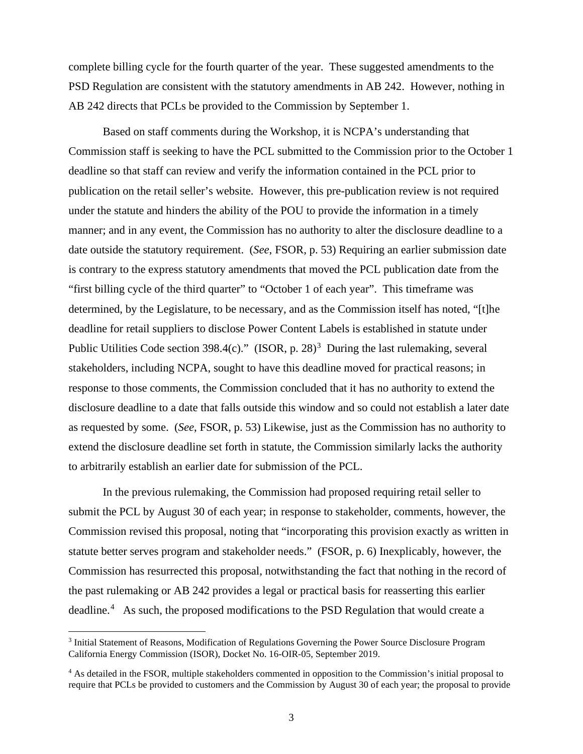complete billing cycle for the fourth quarter of the year. These suggested amendments to the PSD Regulation are consistent with the statutory amendments in AB 242. However, nothing in AB 242 directs that PCLs be provided to the Commission by September 1.

Based on staff comments during the Workshop, it is NCPA's understanding that Commission staff is seeking to have the PCL submitted to the Commission prior to the October 1 deadline so that staff can review and verify the information contained in the PCL prior to publication on the retail seller's website. However, this pre-publication review is not required under the statute and hinders the ability of the POU to provide the information in a timely manner; and in any event, the Commission has no authority to alter the disclosure deadline to a date outside the statutory requirement. (*See*, FSOR, p. 53) Requiring an earlier submission date is contrary to the express statutory amendments that moved the PCL publication date from the "first billing cycle of the third quarter" to "October 1 of each year". This timeframe was determined, by the Legislature, to be necessary, and as the Commission itself has noted, "[t]he deadline for retail suppliers to disclose Power Content Labels is established in statute under Public Utilities Code section 398.4(c)." (ISOR, p. 28)[3] During the last rulemaking, several stakeholders, including NCPA, sought to have this deadline moved for practical reasons; in response to those comments, the Commission concluded that it has no authority to extend the disclosure deadline to a date that falls outside this window and so could not establish a later date as requested by some. (*See*, FSOR, p. 53) Likewise, just as the Commission has no authority to extend the disclosure deadline set forth in statute, the Commission similarly lacks the authority to arbitrarily establish an earlier date for submission of the PCL.

In the previous rulemaking, the Commission had proposed requiring retail seller to submit the PCL by August 30 of each year; in response to stakeholder, comments, however, the Commission revised this proposal, noting that "incorporating this provision exactly as written in statute better serves program and stakeholder needs." (FSOR, p. 6) Inexplicably, however, the Commission has resurrected this proposal, notwithstanding the fact that nothing in the record of the past rulemaking or AB 242 provides a legal or practical basis for reasserting this earlier deadline.[4] As such, the proposed modifications to the PSD Regulation that would create a

[3] Initial Statement of Reasons, Modification of Regulations Governing the Power Source Disclosure Program California Energy Commission (ISOR), Docket No. 16-OIR-05, September 2019.

[4] As detailed in the FSOR, multiple stakeholders commented in opposition to the Commission's initial proposal to require that PCLs be provided to customers and the Commission by August 30 of each year; the proposal to provide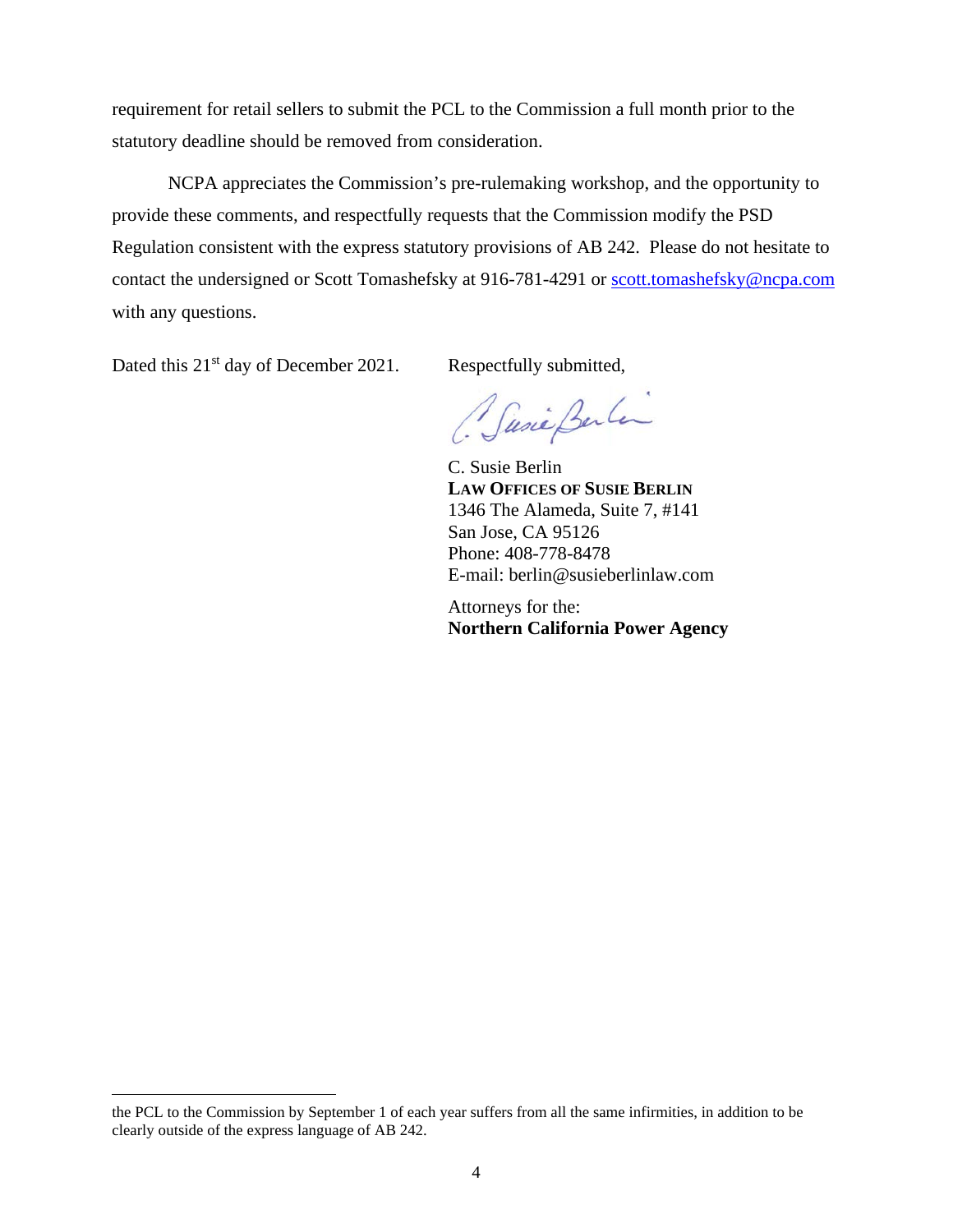requirement for retail sellers to submit the PCL to the Commission a full month prior to the statutory deadline should be removed from consideration.

NCPA appreciates the Commission's pre-rulemaking workshop, and the opportunity to provide these comments, and respectfully requests that the Commission modify the PSD Regulation consistent with the express statutory provisions of AB 242. Please do not hesitate to contact the undersigned or Scott Tomashefsky at 916-781-4291 or scott.tomashefsky@ncpa.com with any questions.

Dated this 21st day of December 2021.

Respectfully submitted,

C. Susie Berlin
**LAW OFFICES OF SUSIE BERLIN**
1346 The Alameda, Suite 7, #141
San Jose, CA 95126
Phone: 408-778-8478
E-mail: berlin@susieberlinlaw.com

Attorneys for the:
**Northern California Power Agency**

---

the PCL to the Commission by September 1 of each year suffers from all the same infirmities, in addition to be clearly outside of the express language of AB 242.